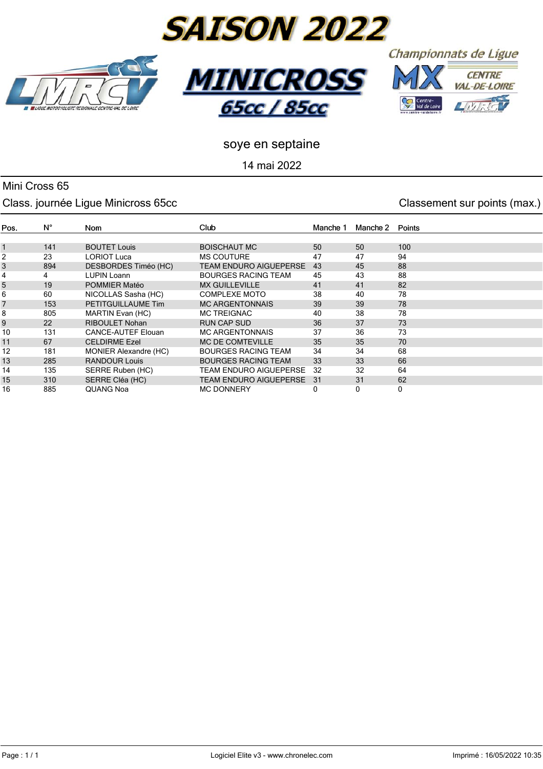# SAISON 2022

# MINICROSS 65cc / 85cc

Championnats de Ligue MX CENTRE VAL-DE-LOIRE

soye en septaine

14 mai 2022

## Mini Cross 65

Class. journée Ligue Minicross 65cc

Classement sur points (max.)

| Pos. | N° | Nom | Club | Manche 1 | Manche 2 | Points |
|---|---|---|---|---|---|---|
| 1 | 141 | BOUTET Louis | BOISCHAUT MC | 50 | 50 | 100 |
| 2 | 23 | LORIOT Luca | MS COUTURE | 47 | 47 | 94 |
| 3 | 894 | DESBORDES Timéo (HC) | TEAM ENDURO AIGUEPERSE | 43 | 45 | 88 |
| 4 | 4 | LUPIN Loann | BOURGES RACING TEAM | 45 | 43 | 88 |
| 5 | 19 | POMMIER Matéo | MX GUILLEVILLE | 41 | 41 | 82 |
| 6 | 60 | NICOLLAS Sasha (HC) | COMPLEXE MOTO | 38 | 40 | 78 |
| 7 | 153 | PETITGUILLAUME Tim | MC ARGENTONNAIS | 39 | 39 | 78 |
| 8 | 805 | MARTIN Evan (HC) | MC TREIGNAC | 40 | 38 | 78 |
| 9 | 22 | RIBOULET Nohan | RUN CAP SUD | 36 | 37 | 73 |
| 10 | 131 | CANCE-AUTEF Elouan | MC ARGENTONNAIS | 37 | 36 | 73 |
| 11 | 67 | CELDIRME Ezel | MC DE COMTEVILLE | 35 | 35 | 70 |
| 12 | 181 | MONIER Alexandre (HC) | BOURGES RACING TEAM | 34 | 34 | 68 |
| 13 | 285 | RANDOUR Louis | BOURGES RACING TEAM | 33 | 33 | 66 |
| 14 | 135 | SERRE Ruben (HC) | TEAM ENDURO AIGUEPERSE | 32 | 32 | 64 |
| 15 | 310 | SERRE Cléa (HC) | TEAM ENDURO AIGUEPERSE | 31 | 31 | 62 |
| 16 | 885 | QUANG Noa | MC DONNERY | 0 | 0 | 0 |

Logiciel Elite v3 - www.chronelec.com

Imprimé : 16/05/2022 10:35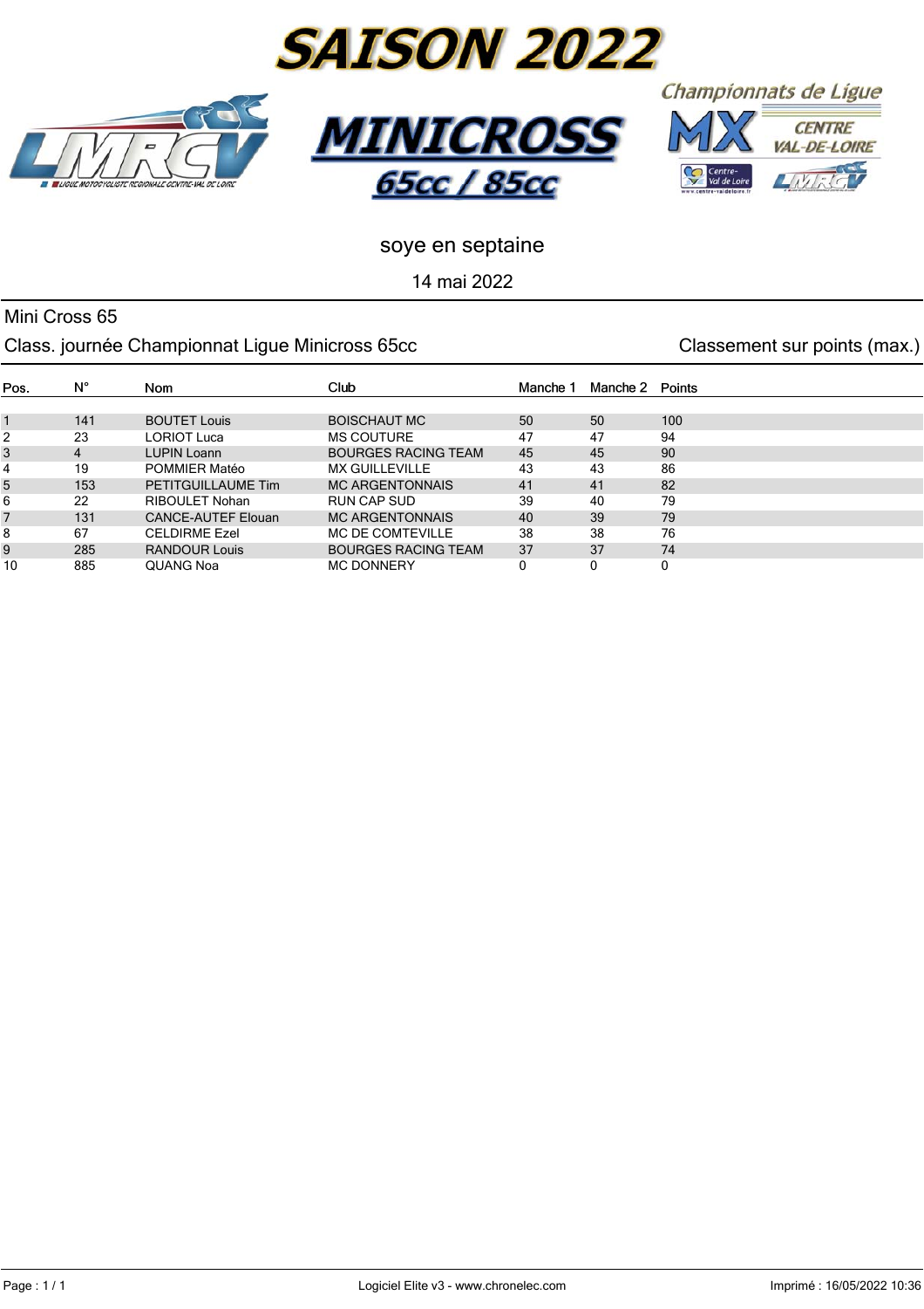# SAISON 2022

## MINICROSS 65cc / 85cc

Championnats de Ligue MX CENTRE VAL-DE-LOIRE

soye en septaine

14 mai 2022

Mini Cross 65

Class. journée Championnat Ligue Minicross 65cc — Classement sur points (max.)

| Pos. | N° | Nom | Club | Manche 1 | Manche 2 | Points |
|---|---|---|---|---|---|---|
| 1 | 141 | BOUTET Louis | BOISCHAUT MC | 50 | 50 | 100 |
| 2 | 23 | LORIOT Luca | MS COUTURE | 47 | 47 | 94 |
| 3 | 4 | LUPIN Loann | BOURGES RACING TEAM | 45 | 45 | 90 |
| 4 | 19 | POMMIER Matéo | MX GUILLEVILLE | 43 | 43 | 86 |
| 5 | 153 | PETITGUILLAUME Tim | MC ARGENTONNAIS | 41 | 41 | 82 |
| 6 | 22 | RIBOULET Nohan | RUN CAP SUD | 39 | 40 | 79 |
| 7 | 131 | CANCE-AUTEF Elouan | MC ARGENTONNAIS | 40 | 39 | 79 |
| 8 | 67 | CELDIRME Ezel | MC DE COMTEVILLE | 38 | 38 | 76 |
| 9 | 285 | RANDOUR Louis | BOURGES RACING TEAM | 37 | 37 | 74 |
| 10 | 885 | QUANG Noa | MC DONNERY | 0 | 0 | 0 |

Logiciel Elite v3 - www.chronelec.com — Imprimé : 16/05/2022 10:36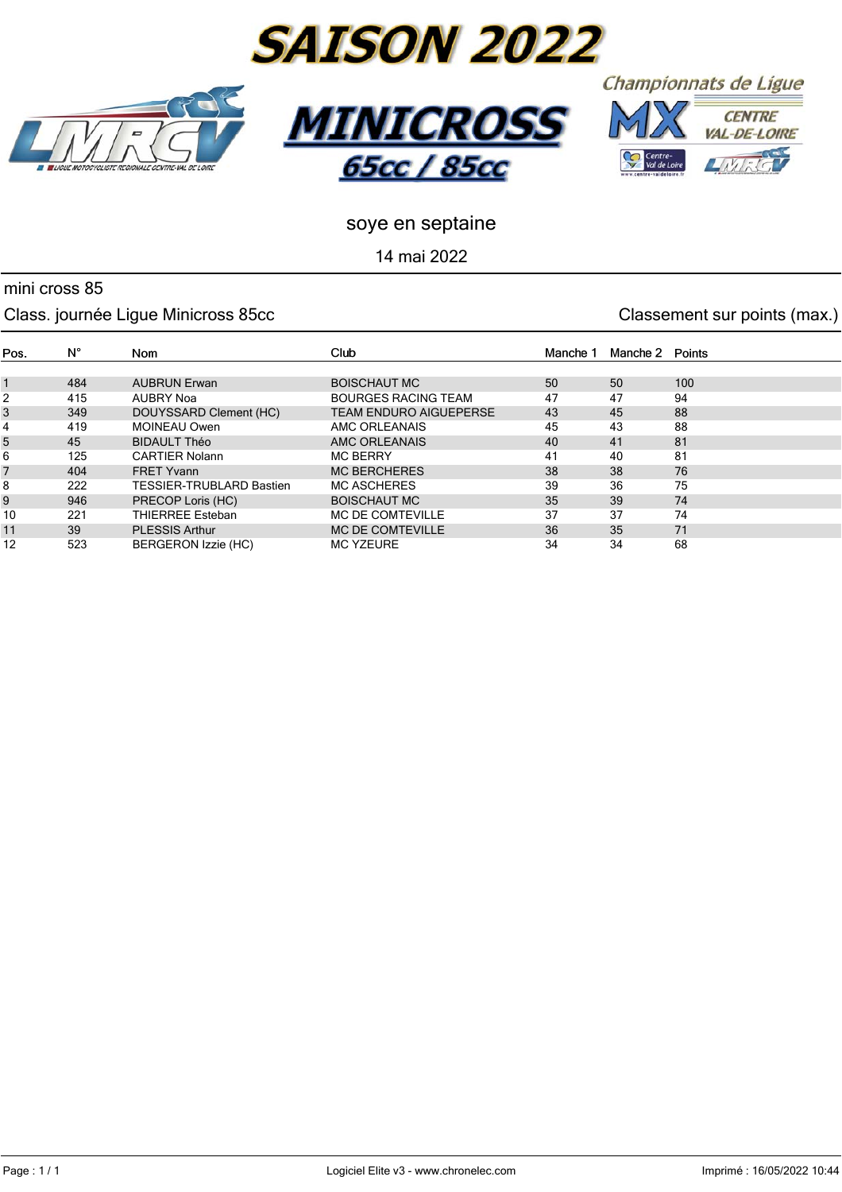# SAISON 2022

## MINICROSS 65cc / 85cc

Championnats de Ligue MX CENTRE VAL-DE-LOIRE

soye en septaine

14 mai 2022

mini cross 85

Class. journée Ligue Minicross 85cc — Classement sur points (max.)

| Pos. | N° | Nom | Club | Manche 1 | Manche 2 | Points |
|---|---|---|---|---|---|---|
| 1 | 484 | AUBRUN Erwan | BOISCHAUT MC | 50 | 50 | 100 |
| 2 | 415 | AUBRY Noa | BOURGES RACING TEAM | 47 | 47 | 94 |
| 3 | 349 | DOUYSSARD Clement (HC) | TEAM ENDURO AIGUEPERSE | 43 | 45 | 88 |
| 4 | 419 | MOINEAU Owen | AMC ORLEANAIS | 45 | 43 | 88 |
| 5 | 45 | BIDAULT Théo | AMC ORLEANAIS | 40 | 41 | 81 |
| 6 | 125 | CARTIER Nolann | MC BERRY | 41 | 40 | 81 |
| 7 | 404 | FRET Yvann | MC BERCHERES | 38 | 38 | 76 |
| 8 | 222 | TESSIER-TRUBLARD Bastien | MC ASCHERES | 39 | 36 | 75 |
| 9 | 946 | PRECOP Loris (HC) | BOISCHAUT MC | 35 | 39 | 74 |
| 10 | 221 | THIERREE Esteban | MC DE COMTEVILLE | 37 | 37 | 74 |
| 11 | 39 | PLESSIS Arthur | MC DE COMTEVILLE | 36 | 35 | 71 |
| 12 | 523 | BERGERON Izzie (HC) | MC YZEURE | 34 | 34 | 68 |

Logiciel Elite v3 - www.chronelec.com — Imprimé : 16/05/2022 10:44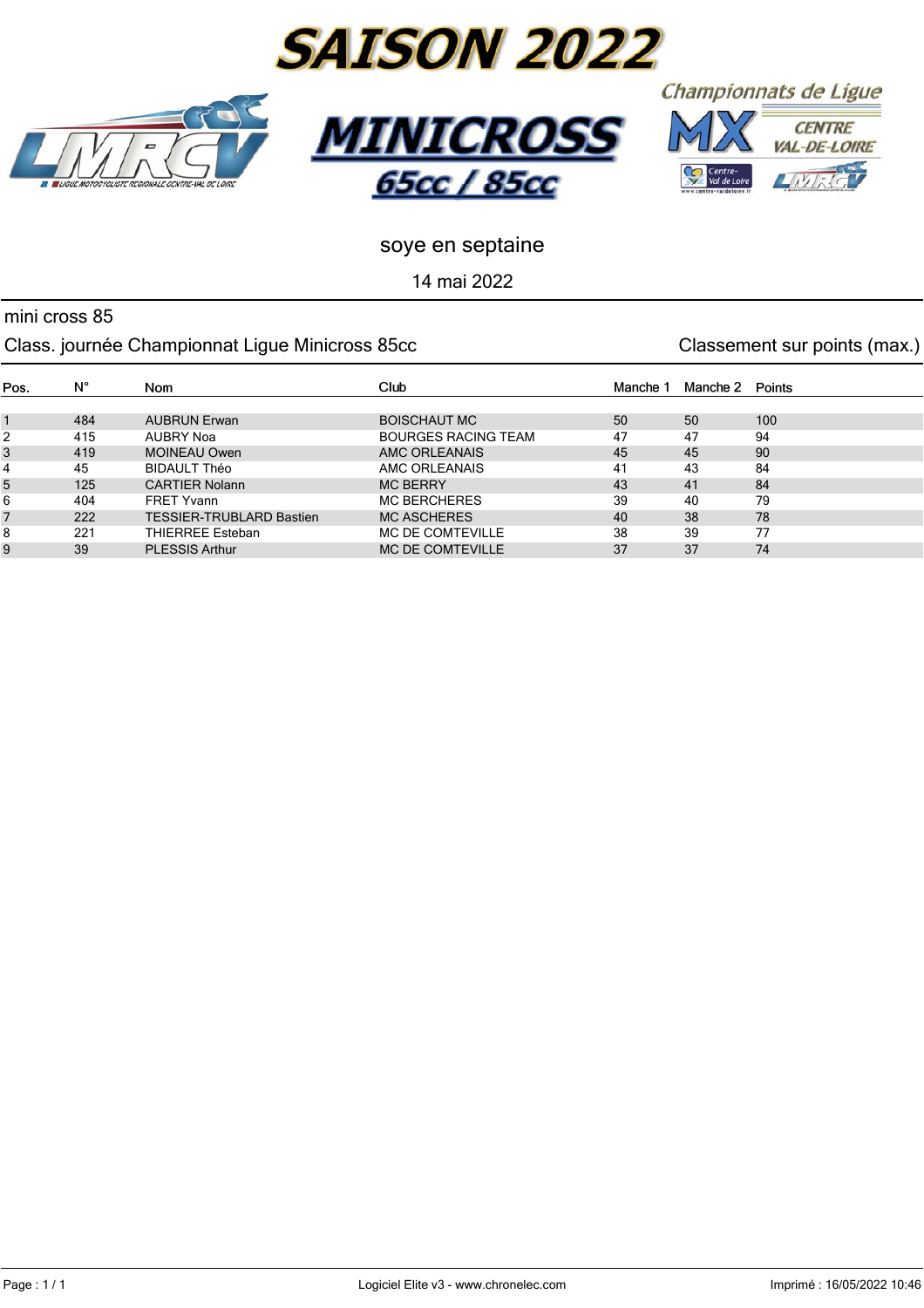# SAISON 2022

## MINICROSS 65cc / 85cc

Championnats de Ligue MX CENTRE VAL-DE-LOIRE

soye en septaine

14 mai 2022

mini cross 85

Class. journée Championnat Ligue Minicross 85cc — Classement sur points (max.)

| Pos. | N° | Nom | Club | Manche 1 | Manche 2 | Points |
|---|---|---|---|---|---|---|
| 1 | 484 | AUBRUN Erwan | BOISCHAUT MC | 50 | 50 | 100 |
| 2 | 415 | AUBRY Noa | BOURGES RACING TEAM | 47 | 47 | 94 |
| 3 | 419 | MOINEAU Owen | AMC ORLEANAIS | 45 | 45 | 90 |
| 4 | 45 | BIDAULT Théo | AMC ORLEANAIS | 41 | 43 | 84 |
| 5 | 125 | CARTIER Nolann | MC BERRY | 43 | 41 | 84 |
| 6 | 404 | FRET Yvann | MC BERCHERES | 39 | 40 | 79 |
| 7 | 222 | TESSIER-TRUBLARD Bastien | MC ASCHERES | 40 | 38 | 78 |
| 8 | 221 | THIERREE Esteban | MC DE COMTEVILLE | 38 | 39 | 77 |
| 9 | 39 | PLESSIS Arthur | MC DE COMTEVILLE | 37 | 37 | 74 |

Logiciel Elite v3 - www.chronelec.com — Imprimé : 16/05/2022 10:46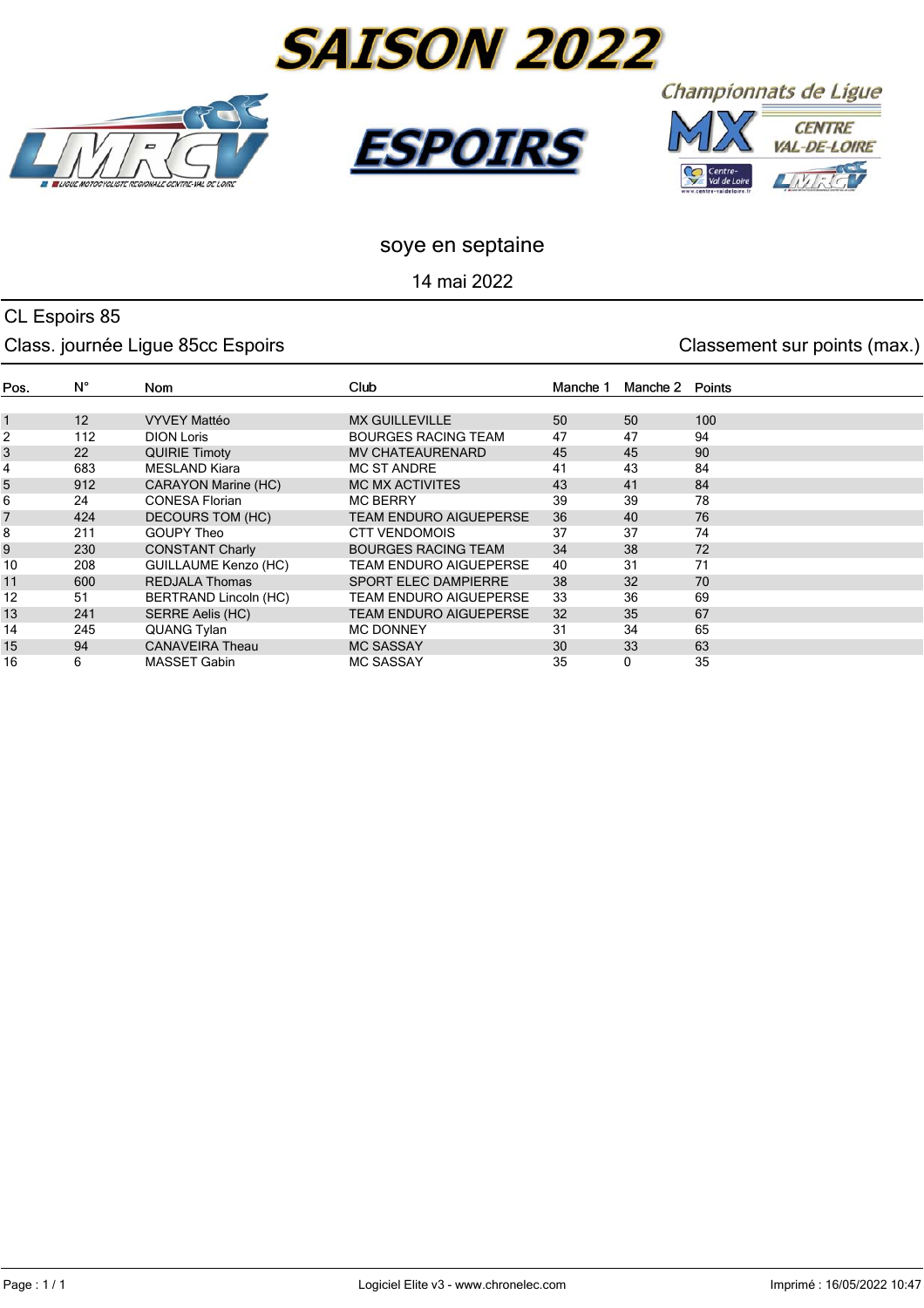# SAISON 2022

# ESPOIRS

Championnats de Ligue MX CENTRE VAL-DE-LOIRE

soye en septaine

14 mai 2022

## CL Espoirs 85

Class. journée Ligue 85cc Espoirs

Classement sur points (max.)

| Pos. | N° | Nom | Club | Manche 1 | Manche 2 | Points |
|---|---|---|---|---|---|---|
| 1 | 12 | VYVEY Mattéo | MX GUILLEVILLE | 50 | 50 | 100 |
| 2 | 112 | DION Loris | BOURGES RACING TEAM | 47 | 47 | 94 |
| 3 | 22 | QUIRIE Timoty | MV CHATEAURENARD | 45 | 45 | 90 |
| 4 | 683 | MESLAND Kiara | MC ST ANDRE | 41 | 43 | 84 |
| 5 | 912 | CARAYON Marine (HC) | MC MX ACTIVITES | 43 | 41 | 84 |
| 6 | 24 | CONESA Florian | MC BERRY | 39 | 39 | 78 |
| 7 | 424 | DECOURS TOM (HC) | TEAM ENDURO AIGUEPERSE | 36 | 40 | 76 |
| 8 | 211 | GOUPY Theo | CTT VENDOMOIS | 37 | 37 | 74 |
| 9 | 230 | CONSTANT Charly | BOURGES RACING TEAM | 34 | 38 | 72 |
| 10 | 208 | GUILLAUME Kenzo (HC) | TEAM ENDURO AIGUEPERSE | 40 | 31 | 71 |
| 11 | 600 | REDJALA Thomas | SPORT ELEC DAMPIERRE | 38 | 32 | 70 |
| 12 | 51 | BERTRAND Lincoln (HC) | TEAM ENDURO AIGUEPERSE | 33 | 36 | 69 |
| 13 | 241 | SERRE Aelis (HC) | TEAM ENDURO AIGUEPERSE | 32 | 35 | 67 |
| 14 | 245 | QUANG Tylan | MC DONNEY | 31 | 34 | 65 |
| 15 | 94 | CANAVEIRA Theau | MC SASSAY | 30 | 33 | 63 |
| 16 | 6 | MASSET Gabin | MC SASSAY | 35 | 0 | 35 |

Logiciel Elite v3 - www.chronelec.com

Imprimé : 16/05/2022 10:47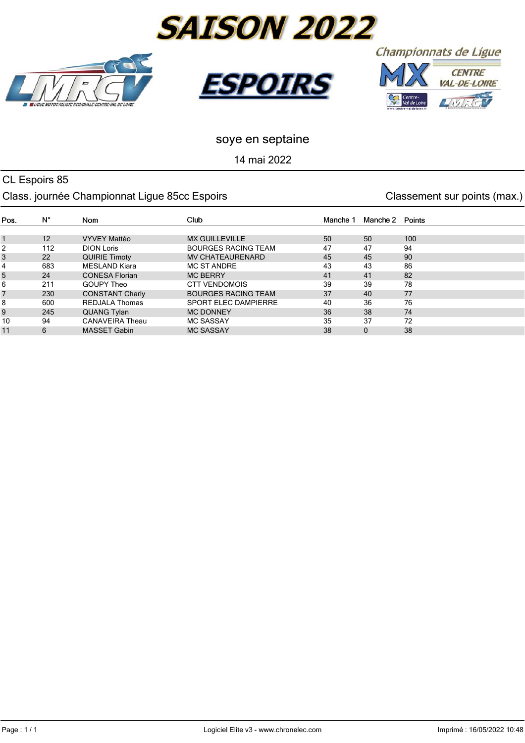# SAISON 2022

## ESPOIRS

Championnats de Ligue MX CENTRE VAL-DE-LOIRE

soye en septaine

14 mai 2022

CL Espoirs 85

Class. journée Championnat Ligue 85cc Espoirs

Classement sur points (max.)

| Pos. | N° | Nom | Club | Manche 1 | Manche 2 | Points |
|---|---|---|---|---|---|---|
| 1 | 12 | VYVEY Mattéo | MX GUILLEVILLE | 50 | 50 | 100 |
| 2 | 112 | DION Loris | BOURGES RACING TEAM | 47 | 47 | 94 |
| 3 | 22 | QUIRIE Timoty | MV CHATEAURENARD | 45 | 45 | 90 |
| 4 | 683 | MESLAND Kiara | MC ST ANDRE | 43 | 43 | 86 |
| 5 | 24 | CONESA Florian | MC BERRY | 41 | 41 | 82 |
| 6 | 211 | GOUPY Theo | CTT VENDOMOIS | 39 | 39 | 78 |
| 7 | 230 | CONSTANT Charly | BOURGES RACING TEAM | 37 | 40 | 77 |
| 8 | 600 | REDJALA Thomas | SPORT ELEC DAMPIERRE | 40 | 36 | 76 |
| 9 | 245 | QUANG Tylan | MC DONNEY | 36 | 38 | 74 |
| 10 | 94 | CANAVEIRA Theau | MC SASSAY | 35 | 37 | 72 |
| 11 | 6 | MASSET Gabin | MC SASSAY | 38 | 0 | 38 |

Logiciel Elite v3 - www.chronelec.com

Imprimé : 16/05/2022 10:48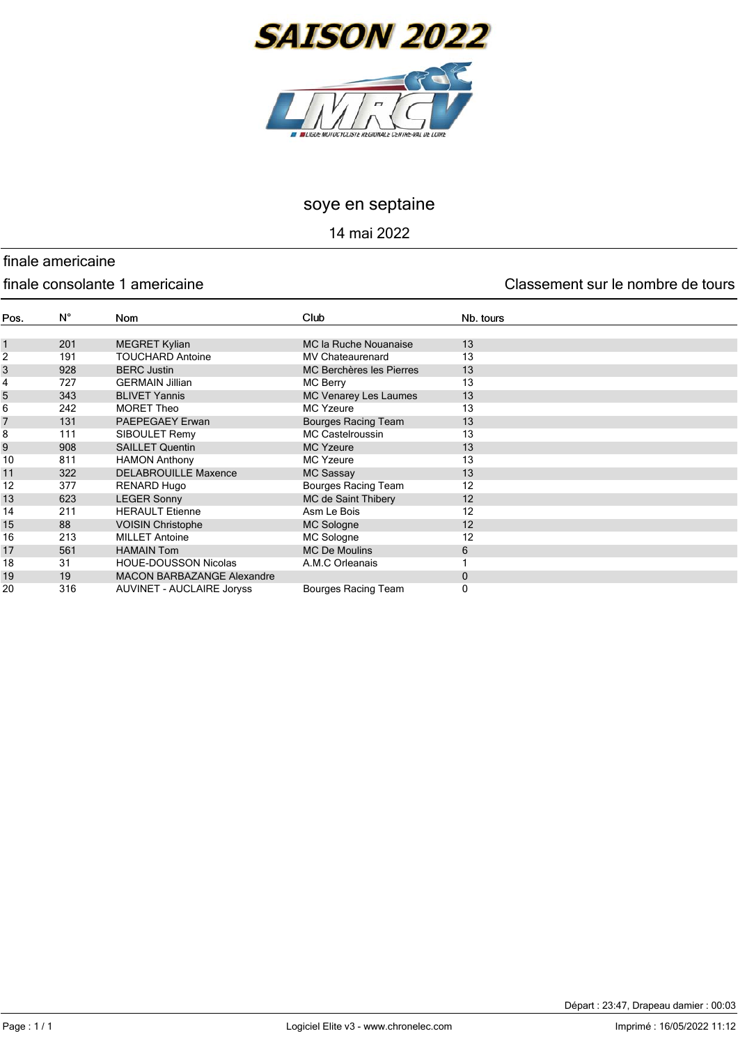# SAISON 2022

LMRCV — LIGUE MOTOCYCLISTE REGIONALE CENTRE-VAL DE LOIRE

## soye en septaine

14 mai 2022

### finale americaine

### finale consolante 1 americaine

Classement sur le nombre de tours

| Pos. | N° | Nom | Club | Nb. tours |
|---|---|---|---|---|
| 1 | 201 | MEGRET Kylian | MC la Ruche Nouanaise | 13 |
| 2 | 191 | TOUCHARD Antoine | MV Chateaurenard | 13 |
| 3 | 928 | BERC Justin | MC Berchères les Pierres | 13 |
| 4 | 727 | GERMAIN Jillian | MC Berry | 13 |
| 5 | 343 | BLIVET Yannis | MC Venarey Les Laumes | 13 |
| 6 | 242 | MORET Theo | MC Yzeure | 13 |
| 7 | 131 | PAEPEGAEY Erwan | Bourges Racing Team | 13 |
| 8 | 111 | SIBOULET Remy | MC Castelroussin | 13 |
| 9 | 908 | SAILLET Quentin | MC Yzeure | 13 |
| 10 | 811 | HAMON Anthony | MC Yzeure | 13 |
| 11 | 322 | DELABROUILLE Maxence | MC Sassay | 13 |
| 12 | 377 | RENARD Hugo | Bourges Racing Team | 12 |
| 13 | 623 | LEGER Sonny | MC de Saint Thibery | 12 |
| 14 | 211 | HERAULT Etienne | Asm Le Bois | 12 |
| 15 | 88 | VOISIN Christophe | MC Sologne | 12 |
| 16 | 213 | MILLET Antoine | MC Sologne | 12 |
| 17 | 561 | HAMAIN Tom | MC De Moulins | 6 |
| 18 | 31 | HOUE-DOUSSON Nicolas | A.M.C Orleanais | 1 |
| 19 | 19 | MACON BARBAZANGE Alexandre | | 0 |
| 20 | 316 | AUVINET - AUCLAIRE Joryss | Bourges Racing Team | 0 |

Départ : 23:47, Drapeau damier : 00:03

Logiciel Elite v3 - www.chronelec.com

Imprimé : 16/05/2022 11:12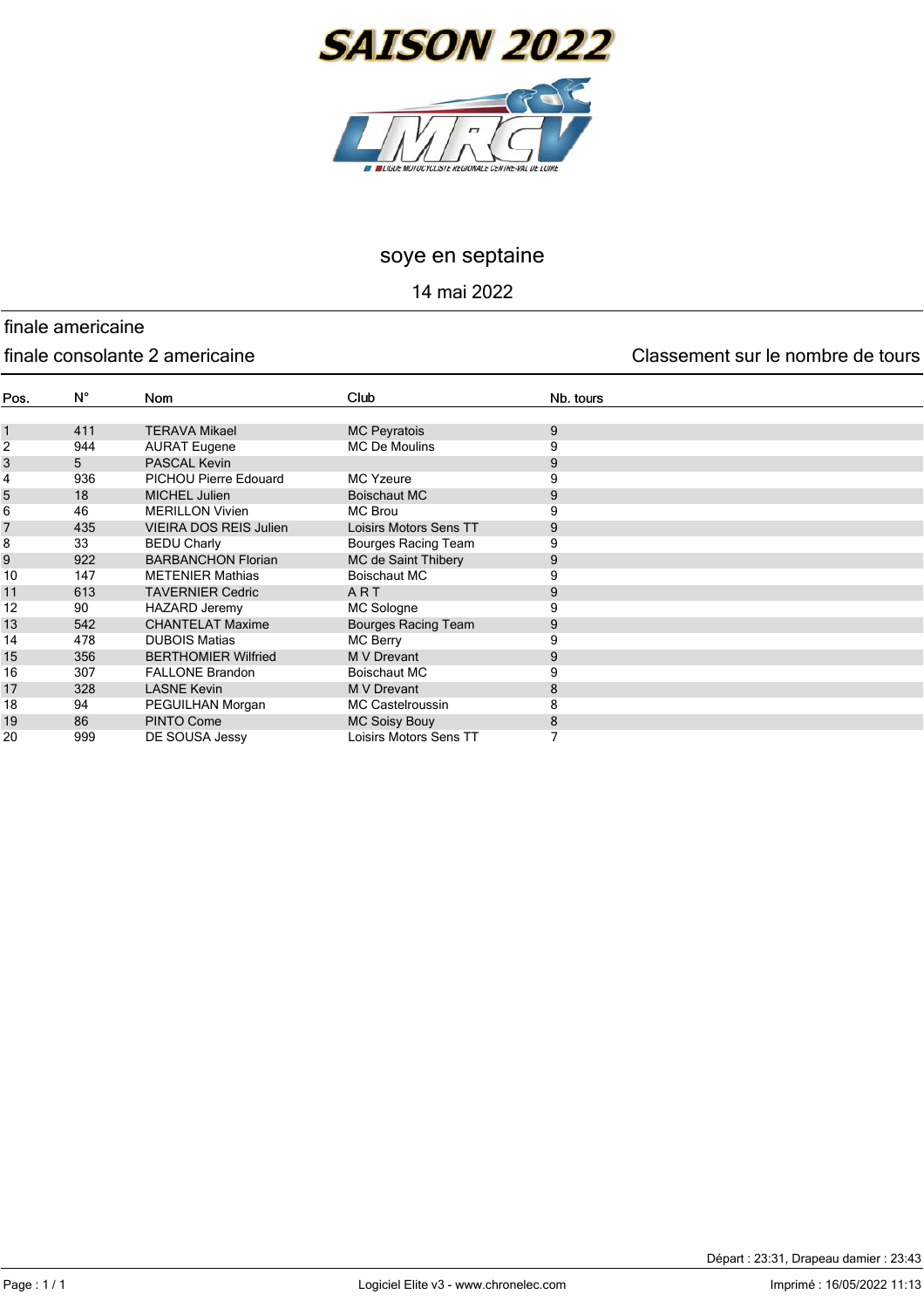# SAISON 2022

## soye en septaine

14 mai 2022

### finale americaine

### finale consolante 2 americaine

Classement sur le nombre de tours

| Pos. | N° | Nom | Club | Nb. tours |
|---|---|---|---|---|
| 1 | 411 | TERAVA Mikael | MC Peyratois | 9 |
| 2 | 944 | AURAT Eugene | MC De Moulins | 9 |
| 3 | 5 | PASCAL Kevin | | 9 |
| 4 | 936 | PICHOU Pierre Edouard | MC Yzeure | 9 |
| 5 | 18 | MICHEL Julien | Boischaut MC | 9 |
| 6 | 46 | MERILLON Vivien | MC Brou | 9 |
| 7 | 435 | VIEIRA DOS REIS Julien | Loisirs Motors Sens TT | 9 |
| 8 | 33 | BEDU Charly | Bourges Racing Team | 9 |
| 9 | 922 | BARBANCHON Florian | MC de Saint Thibery | 9 |
| 10 | 147 | METENIER Mathias | Boischaut MC | 9 |
| 11 | 613 | TAVERNIER Cedric | A R T | 9 |
| 12 | 90 | HAZARD Jeremy | MC Sologne | 9 |
| 13 | 542 | CHANTELAT Maxime | Bourges Racing Team | 9 |
| 14 | 478 | DUBOIS Matias | MC Berry | 9 |
| 15 | 356 | BERTHOMIER Wilfried | M V Drevant | 9 |
| 16 | 307 | FALLONE Brandon | Boischaut MC | 9 |
| 17 | 328 | LASNE Kevin | M V Drevant | 8 |
| 18 | 94 | PEGUILHAN Morgan | MC Castelroussin | 8 |
| 19 | 86 | PINTO Come | MC Soisy Bouy | 8 |
| 20 | 999 | DE SOUSA Jessy | Loisirs Motors Sens TT | 7 |

Départ : 23:31, Drapeau damier : 23:43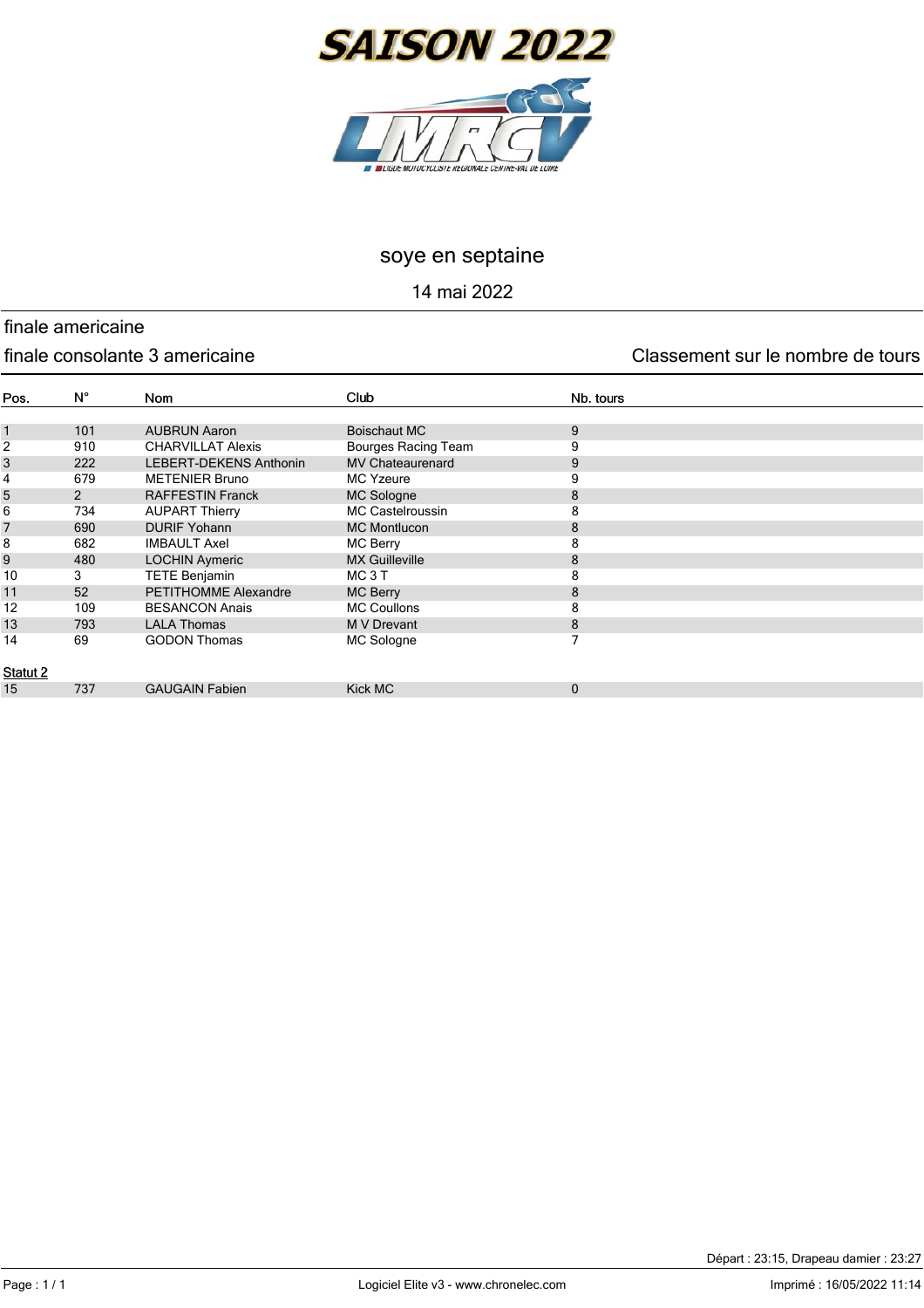# SAISON 2022

LMRCV

LIGUE MOTOCYCLISTE REGIONALE CENTRE-VAL DE LOIRE

## soye en septaine

14 mai 2022

### finale americaine

finale consolante 3 americaine

Classement sur le nombre de tours

| Pos. | N° | Nom | Club | Nb. tours |
|---|---|---|---|---|
| 1 | 101 | AUBRUN Aaron | Boischaut MC | 9 |
| 2 | 910 | CHARVILLAT Alexis | Bourges Racing Team | 9 |
| 3 | 222 | LEBERT-DEKENS Anthonin | MV Chateaurenard | 9 |
| 4 | 679 | METENIER Bruno | MC Yzeure | 9 |
| 5 | 2 | RAFFESTIN Franck | MC Sologne | 8 |
| 6 | 734 | AUPART Thierry | MC Castelroussin | 8 |
| 7 | 690 | DURIF Yohann | MC Montlucon | 8 |
| 8 | 682 | IMBAULT Axel | MC Berry | 8 |
| 9 | 480 | LOCHIN Aymeric | MX Guilleville | 8 |
| 10 | 3 | TETE Benjamin | MC 3 T | 8 |
| 11 | 52 | PETITHOMME Alexandre | MC Berry | 8 |
| 12 | 109 | BESANCON Anais | MC Coullons | 8 |
| 13 | 793 | LALA Thomas | M V Drevant | 8 |
| 14 | 69 | GODON Thomas | MC Sologne | 7 |
| **Statut 2** | | | | |
| 15 | 737 | GAUGAIN Fabien | Kick MC | 0 |

Départ : 23:15, Drapeau damier : 23:27

Logiciel Elite v3 - www.chronelec.com

Imprimé : 16/05/2022 11:14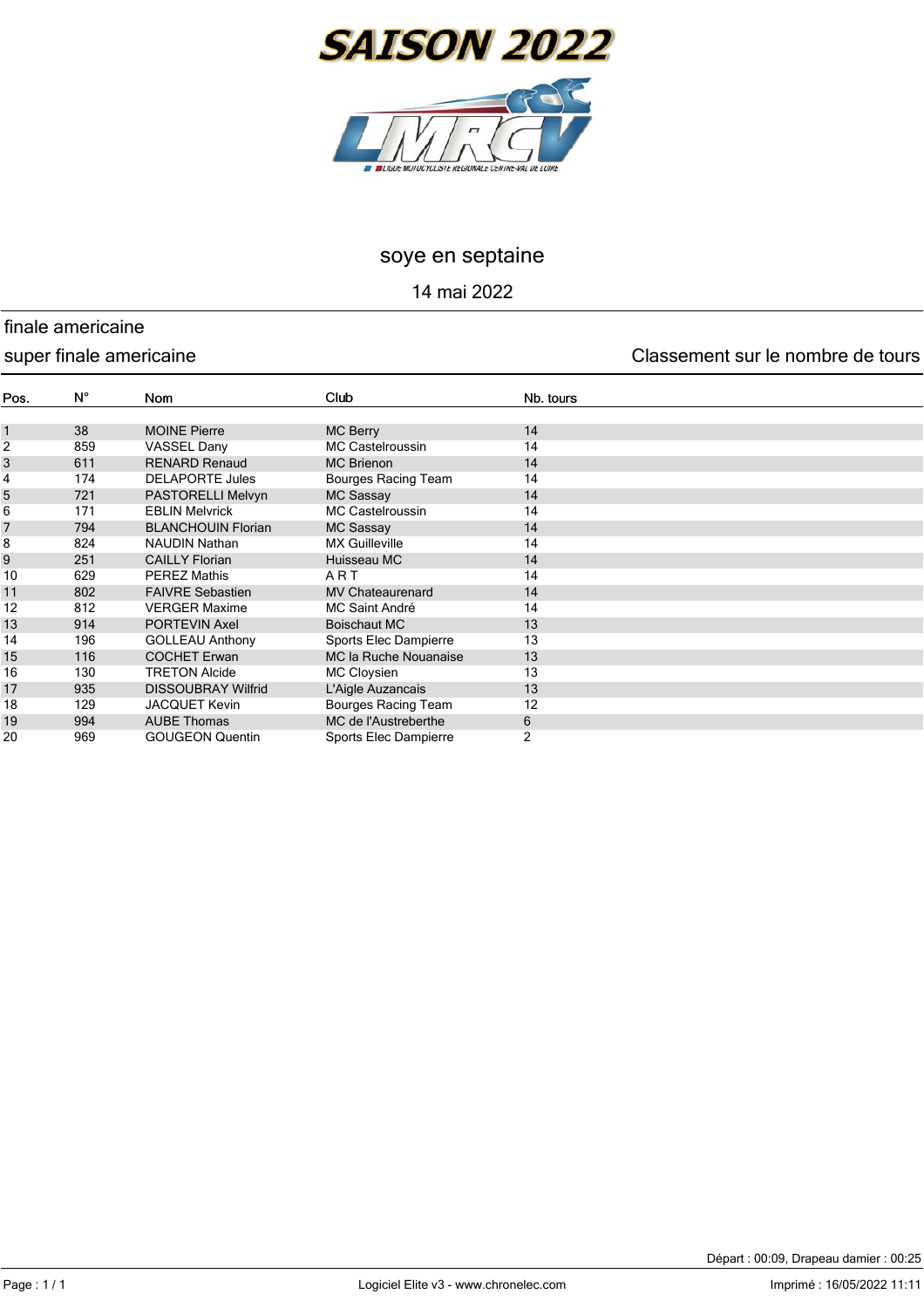# SAISON 2022

LMRCV

LIGUE MOTOCYCLISTE REGIONALE CENTRE-VAL DE LOIRE

## soye en septaine

14 mai 2022

finale americaine

super finale americaine

Classement sur le nombre de tours

| Pos. | N° | Nom | Club | Nb. tours |
|---|---|---|---|---|
| 1 | 38 | MOINE Pierre | MC Berry | 14 |
| 2 | 859 | VASSEL Dany | MC Castelroussin | 14 |
| 3 | 611 | RENARD Renaud | MC Brienon | 14 |
| 4 | 174 | DELAPORTE Jules | Bourges Racing Team | 14 |
| 5 | 721 | PASTORELLI Melvyn | MC Sassay | 14 |
| 6 | 171 | EBLIN Melvrick | MC Castelroussin | 14 |
| 7 | 794 | BLANCHOUIN Florian | MC Sassay | 14 |
| 8 | 824 | NAUDIN Nathan | MX Guilleville | 14 |
| 9 | 251 | CAILLY Florian | Huisseau MC | 14 |
| 10 | 629 | PEREZ Mathis | A R T | 14 |
| 11 | 802 | FAIVRE Sebastien | MV Chateaurenard | 14 |
| 12 | 812 | VERGER Maxime | MC Saint André | 14 |
| 13 | 914 | PORTEVIN Axel | Boischaut MC | 13 |
| 14 | 196 | GOLLEAU Anthony | Sports Elec Dampierre | 13 |
| 15 | 116 | COCHET Erwan | MC la Ruche Nouanaise | 13 |
| 16 | 130 | TRETON Alcide | MC Cloysien | 13 |
| 17 | 935 | DISSOUBRAY Wilfrid | L'Aigle Auzancais | 13 |
| 18 | 129 | JACQUET Kevin | Bourges Racing Team | 12 |
| 19 | 994 | AUBE Thomas | MC de l'Austreberthe | 6 |
| 20 | 969 | GOUGEON Quentin | Sports Elec Dampierre | 2 |

Départ : 00:09, Drapeau damier : 00:25

Logiciel Elite v3 - www.chronelec.com

Imprimé : 16/05/2022 11:11